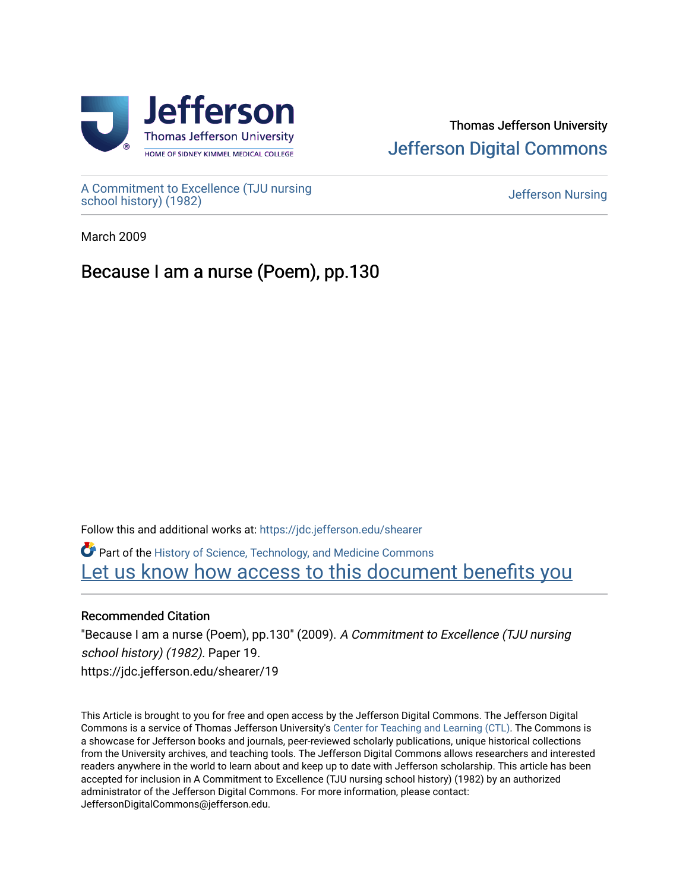Thomas Jefferson University

Jefferson Digital Commons

A Commitment to Excellence (TJU nursing school history) (1982)

Jefferson Nursing

March 2009

# Because I am a nurse (Poem), pp.130

Follow this and additional works at: https://jdc.jefferson.edu/shearer

Part of the History of Science, Technology, and Medicine Commons

Let us know how access to this document benefits you

## Recommended Citation

"Because I am a nurse (Poem), pp.130" (2009). *A Commitment to Excellence (TJU nursing school history) (1982).* Paper 19.
https://jdc.jefferson.edu/shearer/19

This Article is brought to you for free and open access by the Jefferson Digital Commons. The Jefferson Digital Commons is a service of Thomas Jefferson University's Center for Teaching and Learning (CTL). The Commons is a showcase for Jefferson books and journals, peer-reviewed scholarly publications, unique historical collections from the University archives, and teaching tools. The Jefferson Digital Commons allows researchers and interested readers anywhere in the world to learn about and keep up to date with Jefferson scholarship. This article has been accepted for inclusion in A Commitment to Excellence (TJU nursing school history) (1982) by an authorized administrator of the Jefferson Digital Commons. For more information, please contact: JeffersonDigitalCommons@jefferson.edu.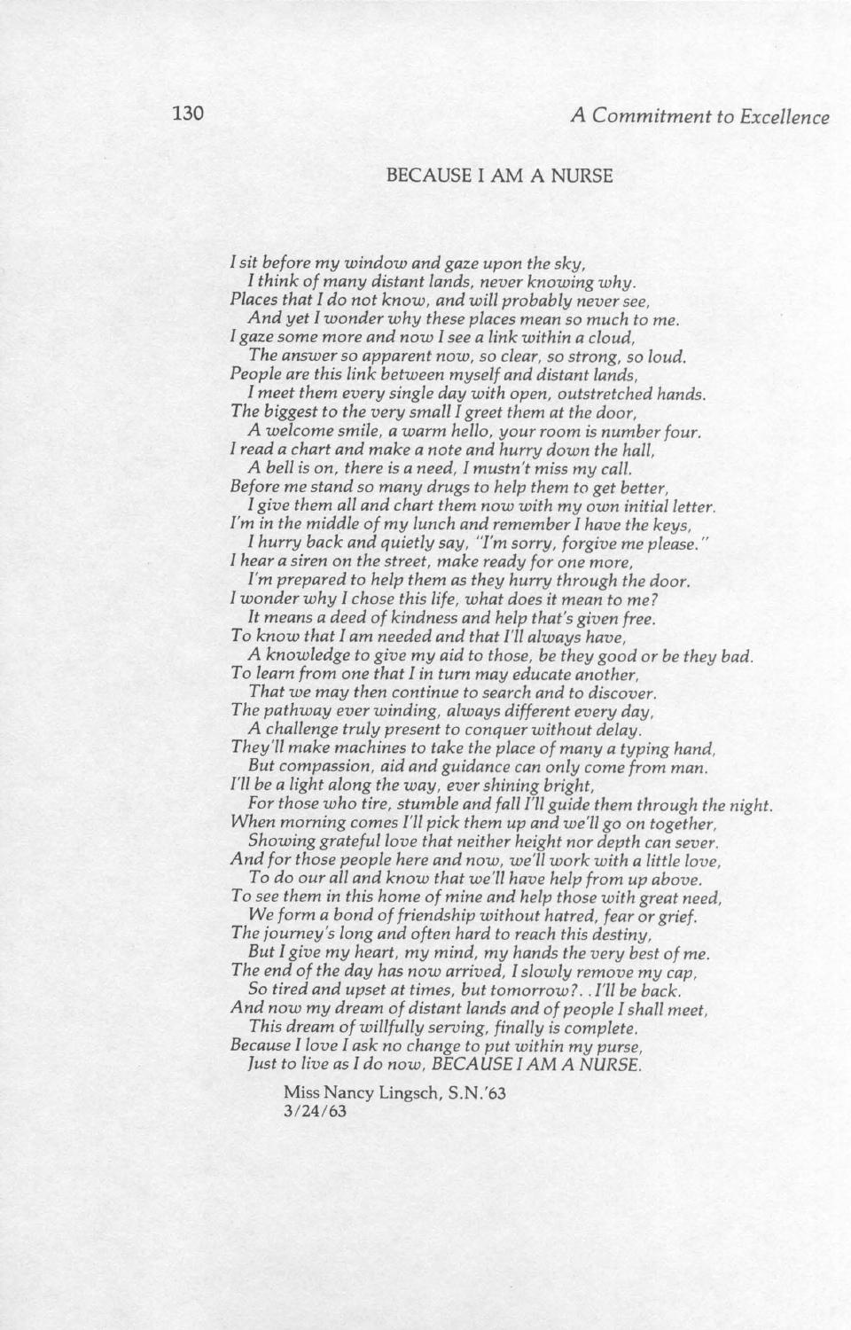## BECAUSE I AM A NURSE

*I sit before my window and gaze upon the sky,*
*I think of many distant lands, never knowing why.*
*Places that I do not know, and will probably never see,*
*And yet I wonder why these places mean so much to me.*
*I gaze some more and now I see a link within a cloud,*
*The answer so apparent now, so clear, so strong, so loud.*
*People are this link between myself and distant lands,*
*I meet them every single day with open, outstretched hands.*
*The biggest to the very small I greet them at the door,*
*A welcome smile, a warm hello, your room is number four.*
*I read a chart and make a note and hurry down the hall,*
*A bell is on, there is a need, I mustn't miss my call.*
*Before me stand so many drugs to help them to get better,*
*I give them all and chart them now with my own initial letter.*
*I'm in the middle of my lunch and remember I have the keys,*
*I hurry back and quietly say, "I'm sorry, forgive me please."*
*I hear a siren on the street, make ready for one more,*
*I'm prepared to help them as they hurry through the door.*
*I wonder why I chose this life, what does it mean to me?*
*It means a deed of kindness and help that's given free.*
*To know that I am needed and that I'll always have,*
*A knowledge to give my aid to those, be they good or be they bad.*
*To learn from one that I in turn may educate another,*
*That we may then continue to search and to discover.*
*The pathway ever winding, always different every day,*
*A challenge truly present to conquer without delay.*
*They'll make machines to take the place of many a typing hand,*
*But compassion, aid and guidance can only come from man.*
*I'll be a light along the way, ever shining bright,*
*For those who tire, stumble and fall I'll guide them through the night.*
*When morning comes I'll pick them up and we'll go on together,*
*Showing grateful love that neither height nor depth can sever.*
*And for those people here and now, we'll work with a little love,*
*To do our all and know that we'll have help from up above.*
*To see them in this home of mine and help those with great need,*
*We form a bond of friendship without hatred, fear or grief.*
*The journey's long and often hard to reach this destiny,*
*But I give my heart, my mind, my hands the very best of me.*
*The end of the day has now arrived, I slowly remove my cap,*
*So tired and upset at times, but tomorrow?. . I'll be back.*
*And now my dream of distant lands and of people I shall meet,*
*This dream of willfully serving, finally is complete.*
*Because I love I ask no change to put within my purse,*
*Just to live as I do now, BECAUSE I AM A NURSE.*

Miss Nancy Lingsch, S.N.'63
3/24/63